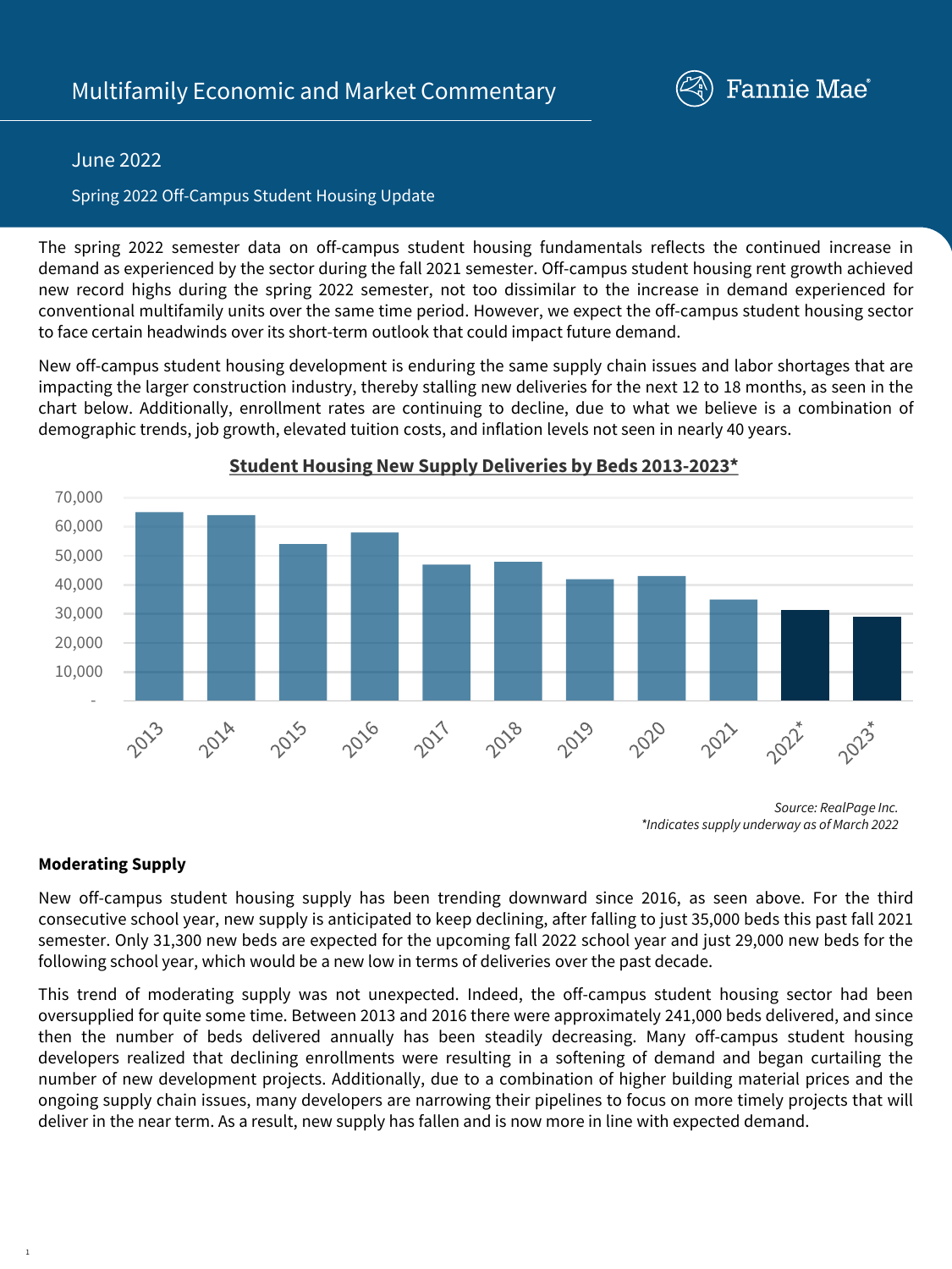# Multifamily Economic and Market Commentary

Fannie Mae

## June 2022

### Spring 2022 Off-Campus Student Housing Update

The spring 2022 semester data on off-campus student housing fundamentals reflects the continued increase in demand as experienced by the sector during the fall 2021 semester. Off-campus student housing rent growth achieved new record highs during the spring 2022 semester, not too dissimilar to the increase in demand experienced for conventional multifamily units over the same time period. However, we expect the off-campus student housing sector to face certain headwinds over its short-term outlook that could impact future demand.

New off-campus student housing development is enduring the same supply chain issues and labor shortages that are impacting the larger construction industry, thereby stalling new deliveries for the next 12 to 18 months, as seen in the chart below. Additionally, enrollment rates are continuing to decline, due to what we believe is a combination of demographic trends, job growth, elevated tuition costs, and inflation levels not seen in nearly 40 years.

**Student Housing New Supply Deliveries by Beds 2013-2023***

| Year | Beds |
|---|---|
| 2013 | ~65,000 |
| 2014 | ~64,000 |
| 2015 | ~54,000 |
| 2016 | ~58,000 |
| 2017 | ~47,000 |
| 2018 | ~48,000 |
| 2019 | ~42,000 |
| 2020 | ~43,000 |
| 2021 | ~35,000 |
| 2022* | ~31,300 |
| 2023* | ~29,000 |

*Source: RealPage Inc.*
*\*Indicates supply underway as of March 2022*

**Moderating Supply**

New off-campus student housing supply has been trending downward since 2016, as seen above. For the third consecutive school year, new supply is anticipated to keep declining, after falling to just 35,000 beds this past fall 2021 semester. Only 31,300 new beds are expected for the upcoming fall 2022 school year and just 29,000 new beds for the following school year, which would be a new low in terms of deliveries over the past decade.

This trend of moderating supply was not unexpected. Indeed, the off-campus student housing sector had been oversupplied for quite some time. Between 2013 and 2016 there were approximately 241,000 beds delivered, and since then the number of beds delivered annually has been steadily decreasing. Many off-campus student housing developers realized that declining enrollments were resulting in a softening of demand and began curtailing the number of new development projects. Additionally, due to a combination of higher building material prices and the ongoing supply chain issues, many developers are narrowing their pipelines to focus on more timely projects that will deliver in the near term. As a result, new supply has fallen and is now more in line with expected demand.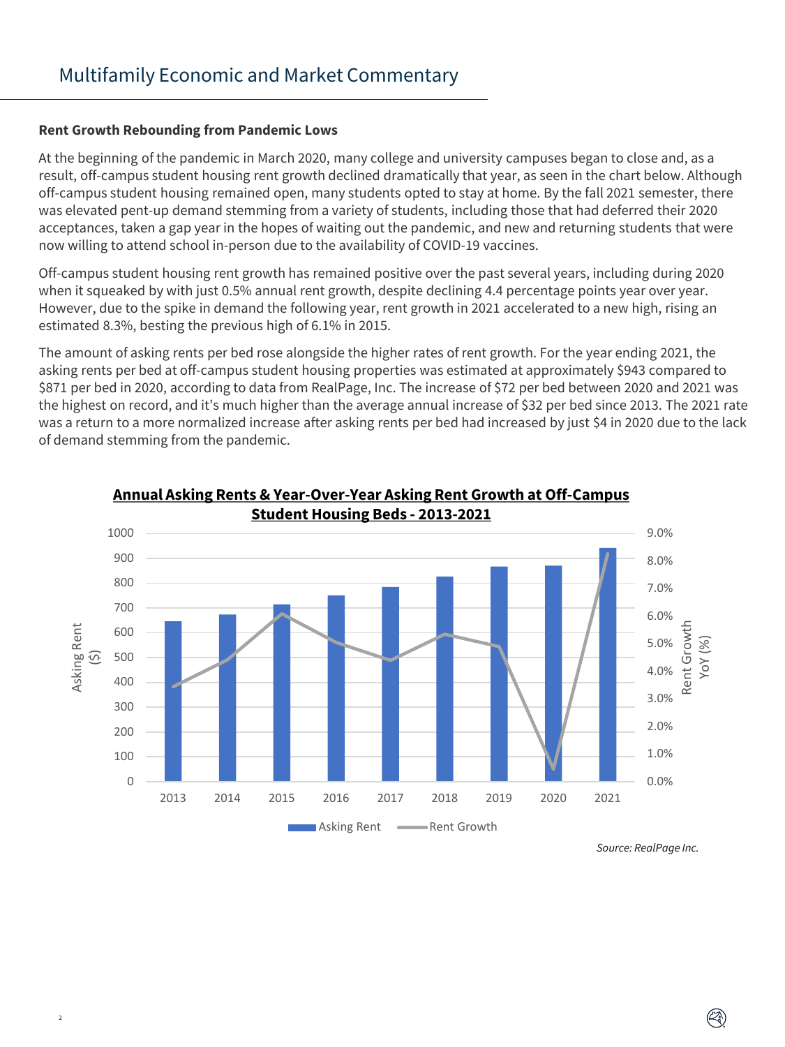# Multifamily Economic and Market Commentary

**Rent Growth Rebounding from Pandemic Lows**

At the beginning of the pandemic in March 2020, many college and university campuses began to close and, as a result, off-campus student housing rent growth declined dramatically that year, as seen in the chart below. Although off-campus student housing remained open, many students opted to stay at home. By the fall 2021 semester, there was elevated pent-up demand stemming from a variety of students, including those that had deferred their 2020 acceptances, taken a gap year in the hopes of waiting out the pandemic, and new and returning students that were now willing to attend school in-person due to the availability of COVID-19 vaccines.

Off-campus student housing rent growth has remained positive over the past several years, including during 2020 when it squeaked by with just 0.5% annual rent growth, despite declining 4.4 percentage points year over year. However, due to the spike in demand the following year, rent growth in 2021 accelerated to a new high, rising an estimated 8.3%, besting the previous high of 6.1% in 2015.

The amount of asking rents per bed rose alongside the higher rates of rent growth. For the year ending 2021, the asking rents per bed at off-campus student housing properties was estimated at approximately $943 compared to $871 per bed in 2020, according to data from RealPage, Inc. The increase of $72 per bed between 2020 and 2021 was the highest on record, and it's much higher than the average annual increase of $32 per bed since 2013. The 2021 rate was a return to a more normalized increase after asking rents per bed had increased by just $4 in 2020 due to the lack of demand stemming from the pandemic.

**Annual Asking Rents & Year-Over-Year Asking Rent Growth at Off-Campus Student Housing Beds - 2013-2021**

*Source: RealPage Inc.*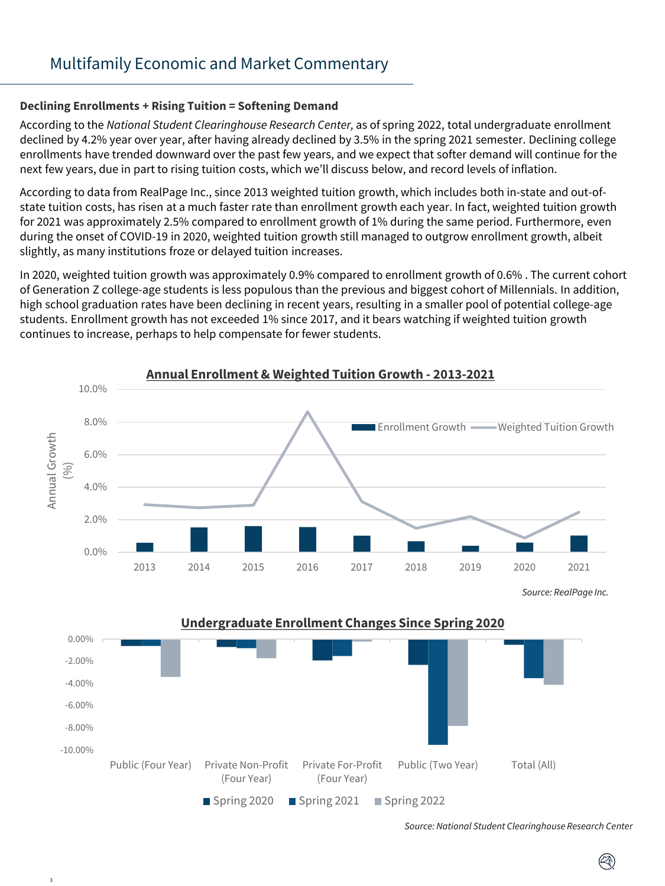# Multifamily Economic and Market Commentary

**Declining Enrollments + Rising Tuition = Softening Demand**

According to the *National Student Clearinghouse Research Center,* as of spring 2022, total undergraduate enrollment declined by 4.2% year over year, after having already declined by 3.5% in the spring 2021 semester. Declining college enrollments have trended downward over the past few years, and we expect that softer demand will continue for the next few years, due in part to rising tuition costs, which we'll discuss below, and record levels of inflation.

According to data from RealPage Inc., since 2013 weighted tuition growth, which includes both in-state and out-of-state tuition costs, has risen at a much faster rate than enrollment growth each year. In fact, weighted tuition growth for 2021 was approximately 2.5% compared to enrollment growth of 1% during the same period. Furthermore, even during the onset of COVID-19 in 2020, weighted tuition growth still managed to outgrow enrollment growth, albeit slightly, as many institutions froze or delayed tuition increases.

In 2020, weighted tuition growth was approximately 0.9% compared to enrollment growth of 0.6% . The current cohort of Generation Z college-age students is less populous than the previous and biggest cohort of Millennials. In addition, high school graduation rates have been declining in recent years, resulting in a smaller pool of potential college-age students. Enrollment growth has not exceeded 1% since 2017, and it bears watching if weighted tuition growth continues to increase, perhaps to help compensate for fewer students.

**Annual Enrollment & Weighted Tuition Growth - 2013-2021**

*Source: RealPage Inc.*

**Undergraduate Enrollment Changes Since Spring 2020**

*Source: National Student Clearinghouse Research Center*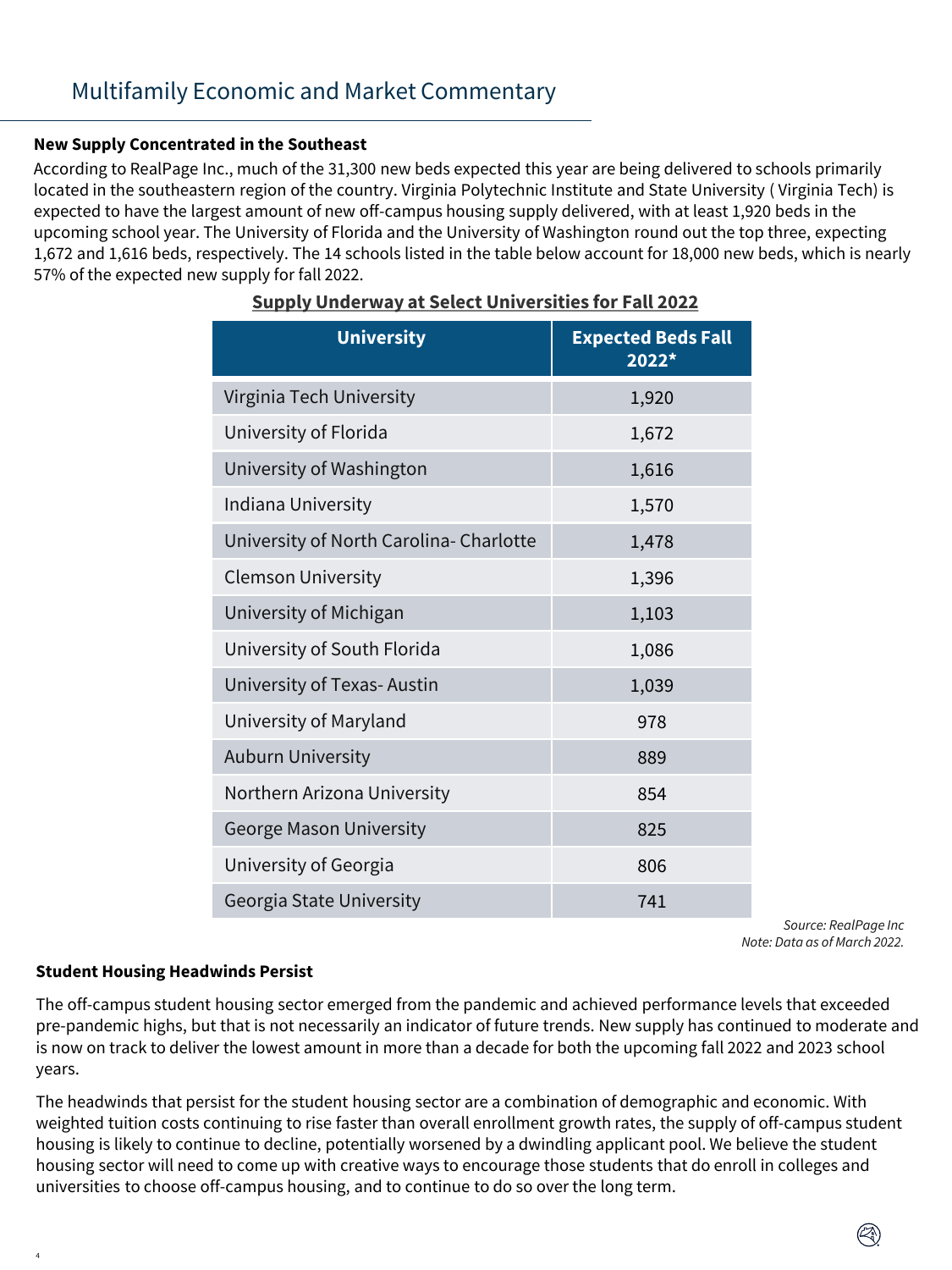# Multifamily Economic and Market Commentary

### New Supply Concentrated in the Southeast

According to RealPage Inc., much of the 31,300 new beds expected this year are being delivered to schools primarily located in the southeastern region of the country. Virginia Polytechnic Institute and State University ( Virginia Tech) is expected to have the largest amount of new off-campus housing supply delivered, with at least 1,920 beds in the upcoming school year. The University of Florida and the University of Washington round out the top three, expecting 1,672 and 1,616 beds, respectively. The 14 schools listed in the table below account for 18,000 new beds, which is nearly 57% of the expected new supply for fall 2022.

**Supply Underway at Select Universities for Fall 2022**

| University | Expected Beds Fall 2022* |
|---|---|
| Virginia Tech University | 1,920 |
| University of Florida | 1,672 |
| University of Washington | 1,616 |
| Indiana University | 1,570 |
| University of North Carolina- Charlotte | 1,478 |
| Clemson University | 1,396 |
| University of Michigan | 1,103 |
| University of South Florida | 1,086 |
| University of Texas- Austin | 1,039 |
| University of Maryland | 978 |
| Auburn University | 889 |
| Northern Arizona University | 854 |
| George Mason University | 825 |
| University of Georgia | 806 |
| Georgia State University | 741 |

*Source: RealPage Inc*
*Note: Data as of March 2022.*

### Student Housing Headwinds Persist

The off-campus student housing sector emerged from the pandemic and achieved performance levels that exceeded pre-pandemic highs, but that is not necessarily an indicator of future trends. New supply has continued to moderate and is now on track to deliver the lowest amount in more than a decade for both the upcoming fall 2022 and 2023 school years.

The headwinds that persist for the student housing sector are a combination of demographic and economic. With weighted tuition costs continuing to rise faster than overall enrollment growth rates, the supply of off-campus student housing is likely to continue to decline, potentially worsened by a dwindling applicant pool. We believe the student housing sector will need to come up with creative ways to encourage those students that do enroll in colleges and universities to choose off-campus housing, and to continue to do so over the long term.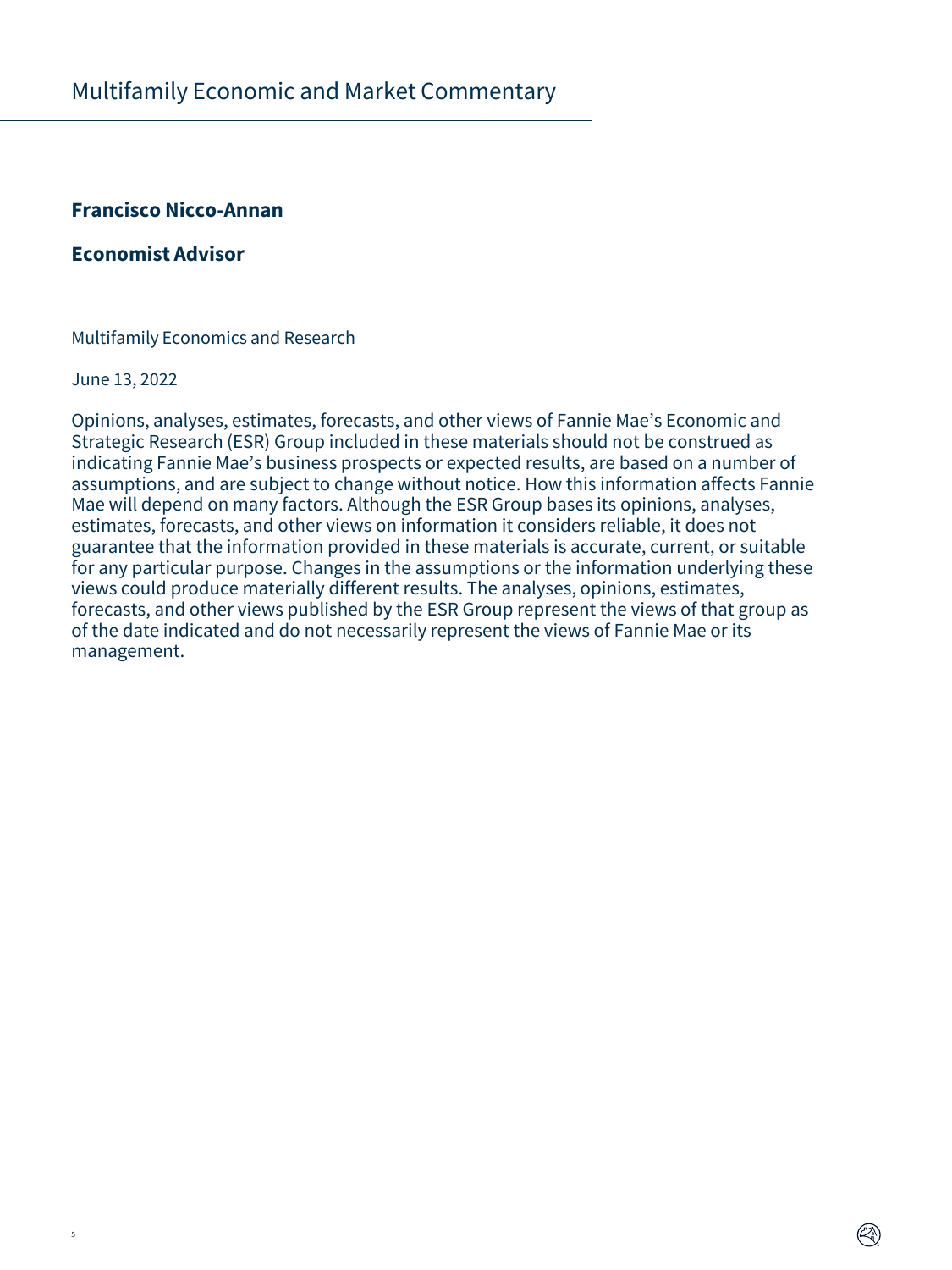# Multifamily Economic and Market Commentary

**Francisco Nicco-Annan**

**Economist Advisor**

Multifamily Economics and Research

June 13, 2022

Opinions, analyses, estimates, forecasts, and other views of Fannie Mae's Economic and Strategic Research (ESR) Group included in these materials should not be construed as indicating Fannie Mae's business prospects or expected results, are based on a number of assumptions, and are subject to change without notice. How this information affects Fannie Mae will depend on many factors. Although the ESR Group bases its opinions, analyses, estimates, forecasts, and other views on information it considers reliable, it does not guarantee that the information provided in these materials is accurate, current, or suitable for any particular purpose. Changes in the assumptions or the information underlying these views could produce materially different results. The analyses, opinions, estimates, forecasts, and other views published by the ESR Group represent the views of that group as of the date indicated and do not necessarily represent the views of Fannie Mae or its management.